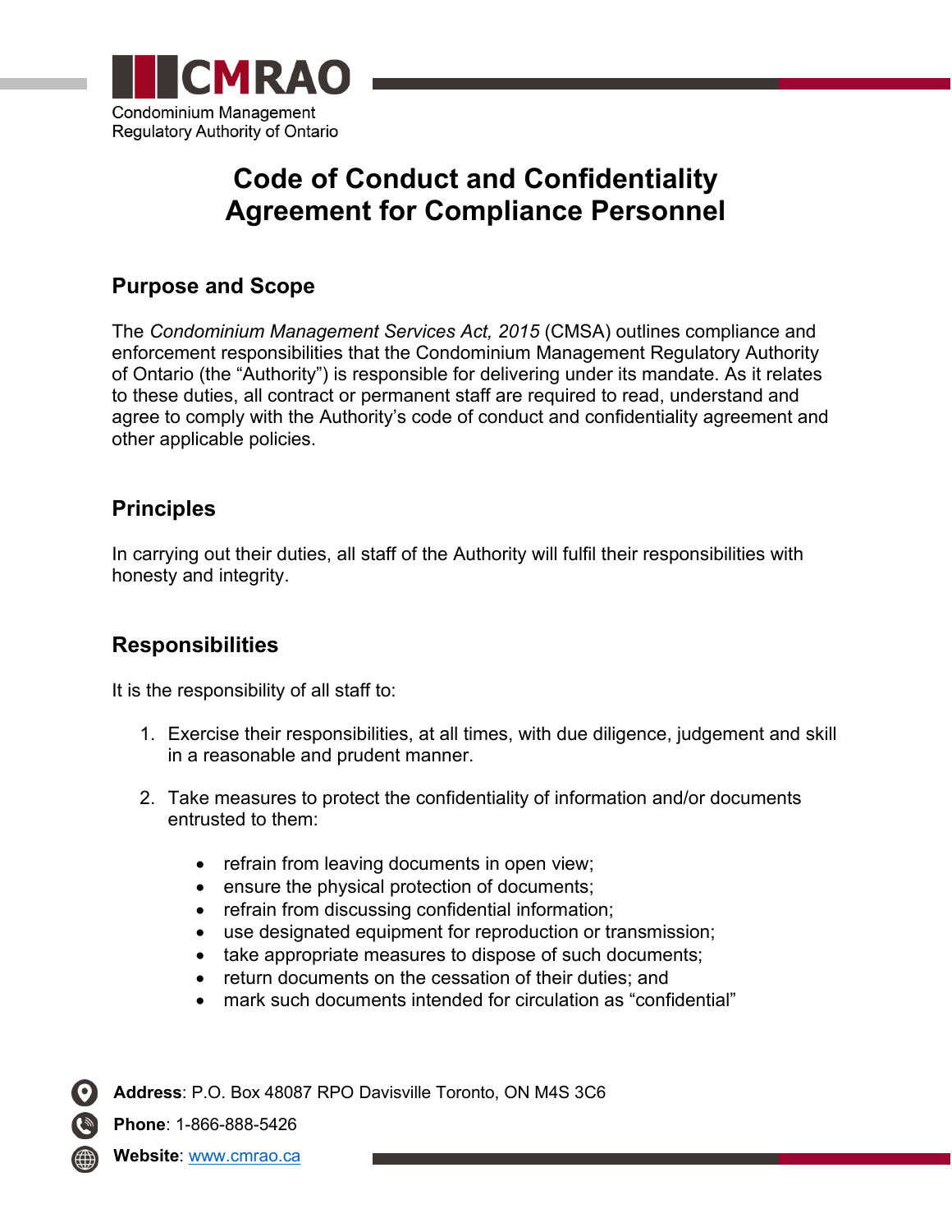CMRAO
Condominium Management Regulatory Authority of Ontario

# Code of Conduct and Confidentiality Agreement for Compliance Personnel

## Purpose and Scope

The *Condominium Management Services Act, 2015* (CMSA) outlines compliance and enforcement responsibilities that the Condominium Management Regulatory Authority of Ontario (the "Authority") is responsible for delivering under its mandate. As it relates to these duties, all contract or permanent staff are required to read, understand and agree to comply with the Authority's code of conduct and confidentiality agreement and other applicable policies.

## Principles

In carrying out their duties, all staff of the Authority will fulfil their responsibilities with honesty and integrity.

## Responsibilities

It is the responsibility of all staff to:

1. Exercise their responsibilities, at all times, with due diligence, judgement and skill in a reasonable and prudent manner.

2. Take measures to protect the confidentiality of information and/or documents entrusted to them:

   - refrain from leaving documents in open view;
   - ensure the physical protection of documents;
   - refrain from discussing confidential information;
   - use designated equipment for reproduction or transmission;
   - take appropriate measures to dispose of such documents;
   - return documents on the cessation of their duties; and
   - mark such documents intended for circulation as "confidential"

**Address**: P.O. Box 48087 RPO Davisville Toronto, ON M4S 3C6

**Phone**: 1-866-888-5426

**Website**: www.cmrao.ca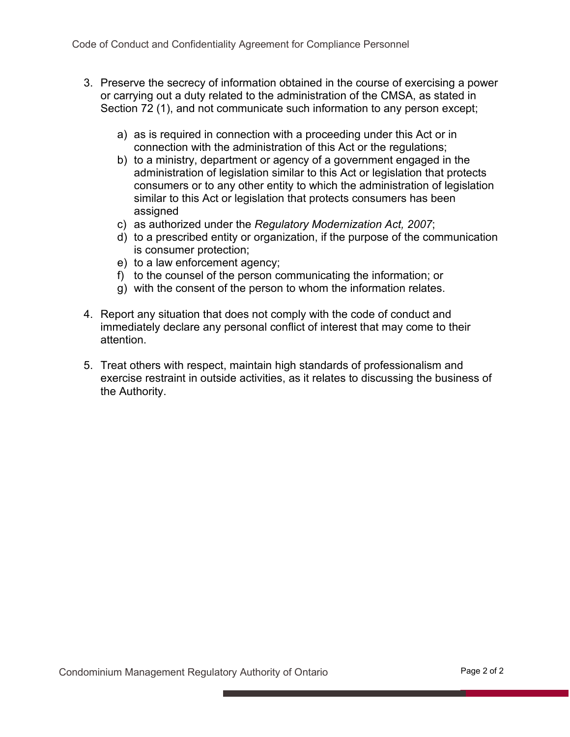3. Preserve the secrecy of information obtained in the course of exercising a power or carrying out a duty related to the administration of the CMSA, as stated in Section 72 (1), and not communicate such information to any person except;

   a) as is required in connection with a proceeding under this Act or in connection with the administration of this Act or the regulations;
   b) to a ministry, department or agency of a government engaged in the administration of legislation similar to this Act or legislation that protects consumers or to any other entity to which the administration of legislation similar to this Act or legislation that protects consumers has been assigned
   c) as authorized under the *Regulatory Modernization Act, 2007*;
   d) to a prescribed entity or organization, if the purpose of the communication is consumer protection;
   e) to a law enforcement agency;
   f) to the counsel of the person communicating the information; or
   g) with the consent of the person to whom the information relates.

4. Report any situation that does not comply with the code of conduct and immediately declare any personal conflict of interest that may come to their attention.

5. Treat others with respect, maintain high standards of professionalism and exercise restraint in outside activities, as it relates to discussing the business of the Authority.